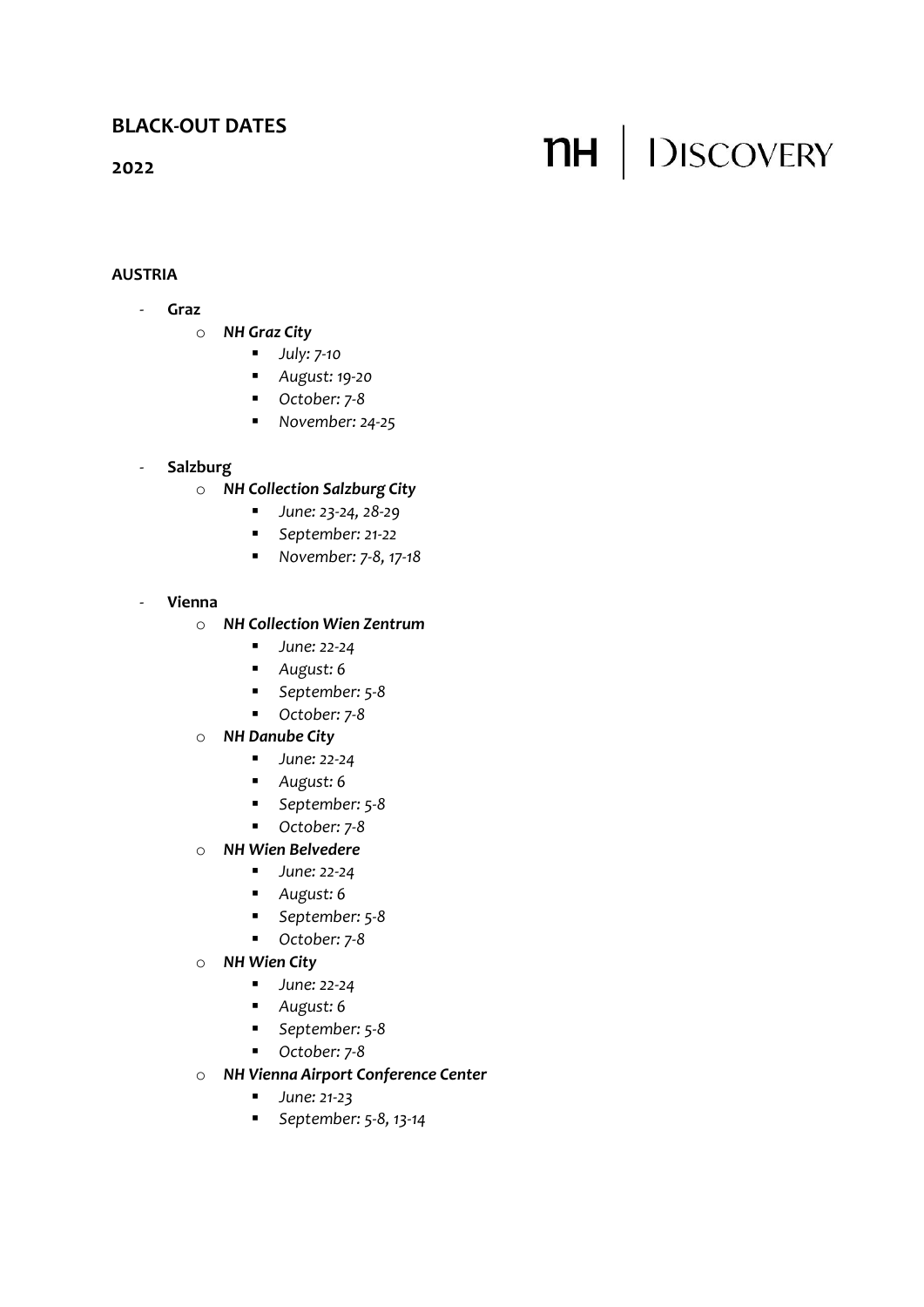# BLACK-OUT DATES

## 2022

NH | DISCOVERY

**AUSTRIA**

- **Graz**
  - ***NH Graz City***
    - *July: 7-10*
    - *August: 19-20*
    - *October: 7-8*
    - *November: 24-25*

- **Salzburg**
  - ***NH Collection Salzburg City***
    - *June: 23-24, 28-29*
    - *September: 21-22*
    - *November: 7-8, 17-18*

- **Vienna**
  - ***NH Collection Wien Zentrum***
    - *June: 22-24*
    - *August: 6*
    - *September: 5-8*
    - *October: 7-8*
  - ***NH Danube City***
    - *June: 22-24*
    - *August: 6*
    - *September: 5-8*
    - *October: 7-8*
  - ***NH Wien Belvedere***
    - *June: 22-24*
    - *August: 6*
    - *September: 5-8*
    - *October: 7-8*
  - ***NH Wien City***
    - *June: 22-24*
    - *August: 6*
    - *September: 5-8*
    - *October: 7-8*
  - ***NH Vienna Airport Conference Center***
    - *June: 21-23*
    - *September: 5-8, 13-14*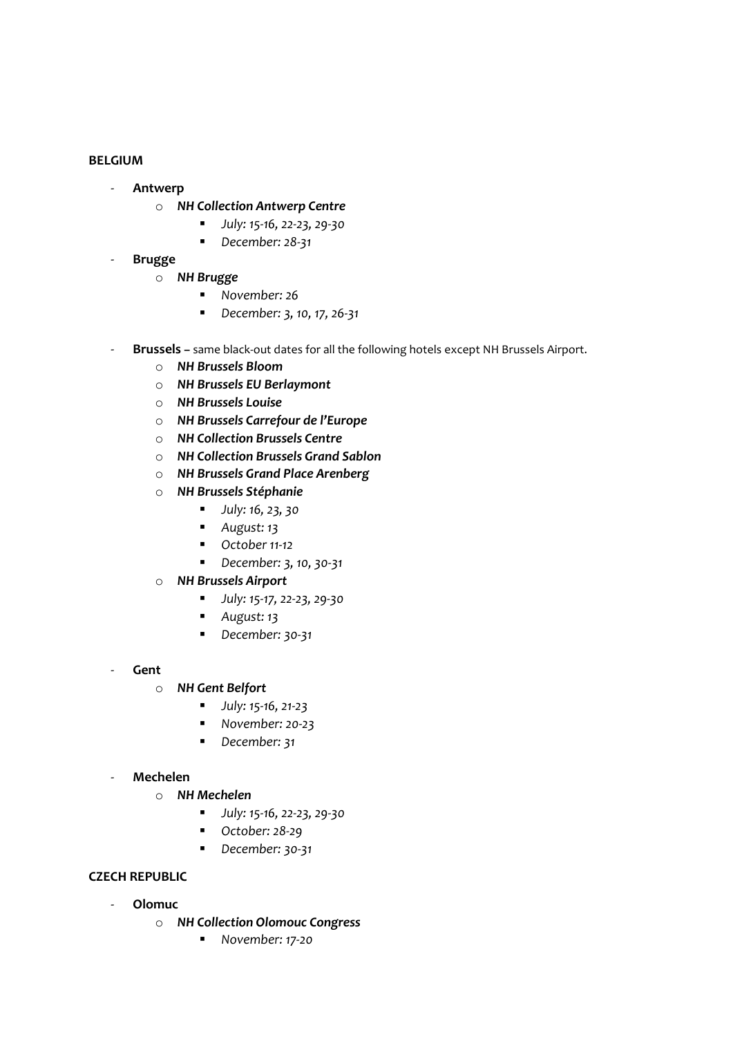**BELGIUM**

- **Antwerp**
    - ***NH Collection Antwerp Centre***
        - *July: 15-16, 22-23, 29-30*
        - *December: 28-31*
- **Brugge**
    - ***NH Brugge***
        - *November: 26*
        - *December: 3, 10, 17, 26-31*

- **Brussels –** same black-out dates for all the following hotels except NH Brussels Airport.
    - ***NH Brussels Bloom***
    - ***NH Brussels EU Berlaymont***
    - ***NH Brussels Louise***
    - ***NH Brussels Carrefour de l'Europe***
    - ***NH Collection Brussels Centre***
    - ***NH Collection Brussels Grand Sablon***
    - ***NH Brussels Grand Place Arenberg***
    - ***NH Brussels Stéphanie***
        - *July: 16, 23, 30*
        - *August: 13*
        - *October 11-12*
        - *December: 3, 10, 30-31*
    - ***NH Brussels Airport***
        - *July: 15-17, 22-23, 29-30*
        - *August: 13*
        - *December: 30-31*

- **Gent**
    - ***NH Gent Belfort***
        - *July: 15-16, 21-23*
        - *November: 20-23*
        - *December: 31*

- **Mechelen**
    - ***NH Mechelen***
        - *July: 15-16, 22-23, 29-30*
        - *October: 28-29*
        - *December: 30-31*

**CZECH REPUBLIC**

- **Olomuc**
    - ***NH Collection Olomouc Congress***
        - *November: 17-20*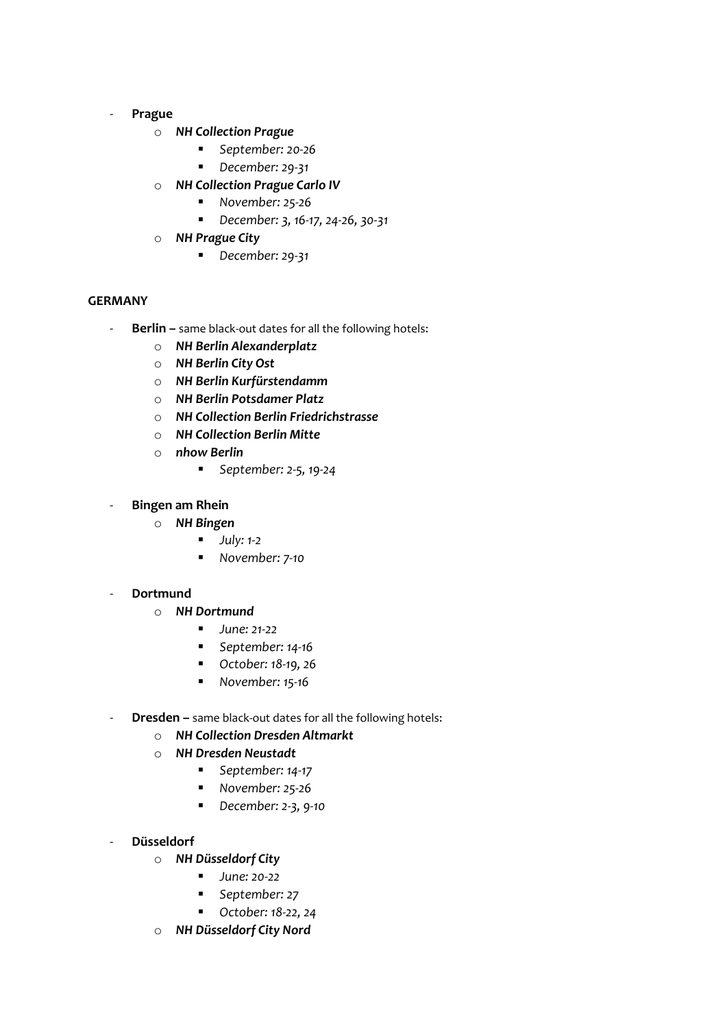- **Prague**
    - ***NH Collection Prague***
        - *September: 20-26*
        - *December: 29-31*
    - ***NH Collection Prague Carlo IV***
        - *November: 25-26*
        - *December: 3, 16-17, 24-26, 30-31*
    - ***NH Prague City***
        - *December: 29-31*

**GERMANY**

- **Berlin –** same black-out dates for all the following hotels:
    - ***NH Berlin Alexanderplatz***
    - ***NH Berlin City Ost***
    - ***NH Berlin Kurfürstendamm***
    - ***NH Berlin Potsdamer Platz***
    - ***NH Collection Berlin Friedrichstrasse***
    - ***NH Collection Berlin Mitte***
    - ***nhow Berlin***
        - *September: 2-5, 19-24*

- **Bingen am Rhein**
    - ***NH Bingen***
        - *July: 1-2*
        - *November: 7-10*

- **Dortmund**
    - ***NH Dortmund***
        - *June: 21-22*
        - *September: 14-16*
        - *October: 18-19, 26*
        - *November: 15-16*

- **Dresden –** same black-out dates for all the following hotels:
    - ***NH Collection Dresden Altmarkt***
    - ***NH Dresden Neustadt***
        - *September: 14-17*
        - *November: 25-26*
        - *December: 2-3, 9-10*

- **Düsseldorf**
    - ***NH Düsseldorf City***
        - *June: 20-22*
        - *September: 27*
        - *October: 18-22, 24*
    - ***NH Düsseldorf City Nord***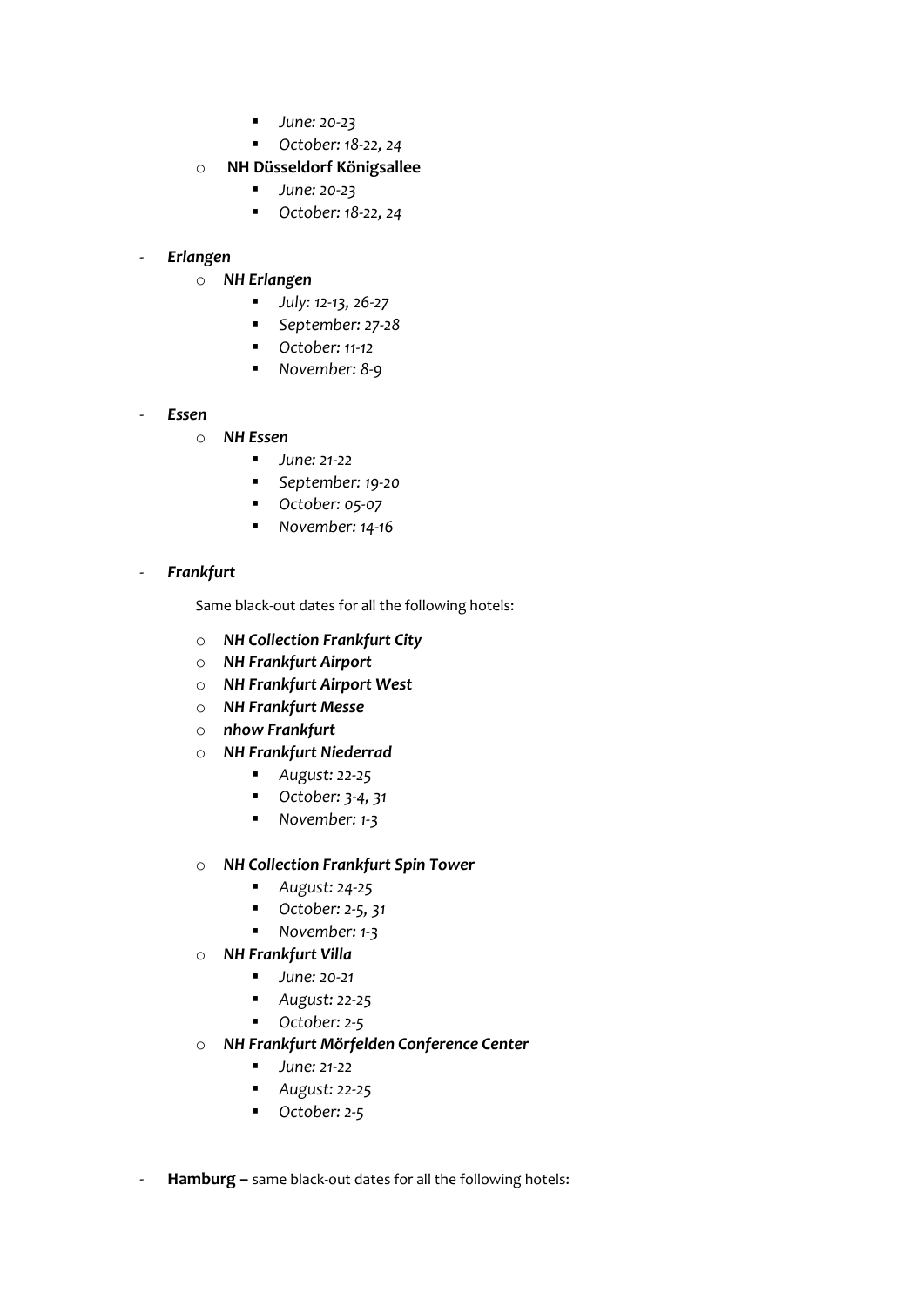- *June: 20-23*
        - *October: 18-22, 24*
    - **NH Düsseldorf Königsallee**
        - *June: 20-23*
        - *October: 18-22, 24*

- ***Erlangen***
    - ***NH Erlangen***
        - *July: 12-13, 26-27*
        - *September: 27-28*
        - *October: 11-12*
        - *November: 8-9*

- ***Essen***
    - ***NH Essen***
        - *June: 21-22*
        - *September: 19-20*
        - *October: 05-07*
        - *November: 14-16*

- ***Frankfurt***

    Same black-out dates for all the following hotels:

    - ***NH Collection Frankfurt City***
    - ***NH Frankfurt Airport***
    - ***NH Frankfurt Airport West***
    - ***NH Frankfurt Messe***
    - ***nhow Frankfurt***
    - ***NH Frankfurt Niederrad***
        - *August: 22-25*
        - *October: 3-4, 31*
        - *November: 1-3*

    - ***NH Collection Frankfurt Spin Tower***
        - *August: 24-25*
        - *October: 2-5, 31*
        - *November: 1-3*
    - ***NH Frankfurt Villa***
        - *June: 20-21*
        - *August: 22-25*
        - *October: 2-5*
    - ***NH Frankfurt Mörfelden Conference Center***
        - *June: 21-22*
        - *August: 22-25*
        - *October: 2-5*

- **Hamburg –** same black-out dates for all the following hotels: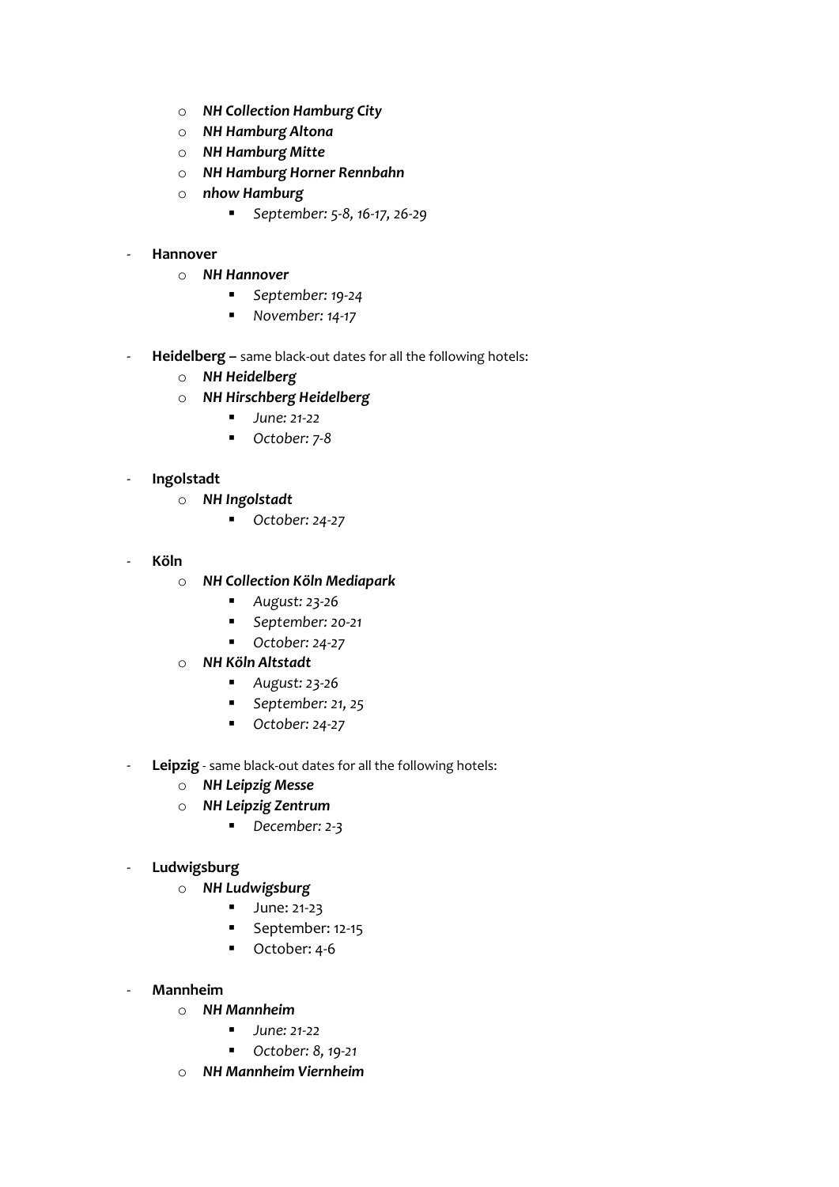- ***NH Collection Hamburg City***
  - ***NH Hamburg Altona***
  - ***NH Hamburg Mitte***
  - ***NH Hamburg Horner Rennbahn***
  - ***nhow Hamburg***
    - *September: 5-8, 16-17, 26-29*

- **Hannover**
  - ***NH Hannover***
    - *September: 19-24*
    - *November: 14-17*

- **Heidelberg –** same black-out dates for all the following hotels:
  - ***NH Heidelberg***
  - ***NH Hirschberg Heidelberg***
    - *June: 21-22*
    - *October: 7-8*

- **Ingolstadt**
  - ***NH Ingolstadt***
    - *October: 24-27*

- **Köln**
  - ***NH Collection Köln Mediapark***
    - *August: 23-26*
    - *September: 20-21*
    - *October: 24-27*
  - ***NH Köln Altstadt***
    - *August: 23-26*
    - *September: 21, 25*
    - *October: 24-27*

- **Leipzig** - same black-out dates for all the following hotels:
  - ***NH Leipzig Messe***
  - ***NH Leipzig Zentrum***
    - *December: 2-3*

- **Ludwigsburg**
  - ***NH Ludwigsburg***
    - June: 21-23
    - September: 12-15
    - October: 4-6

- **Mannheim**
  - ***NH Mannheim***
    - *June: 21-22*
    - *October: 8, 19-21*
  - ***NH Mannheim Viernheim***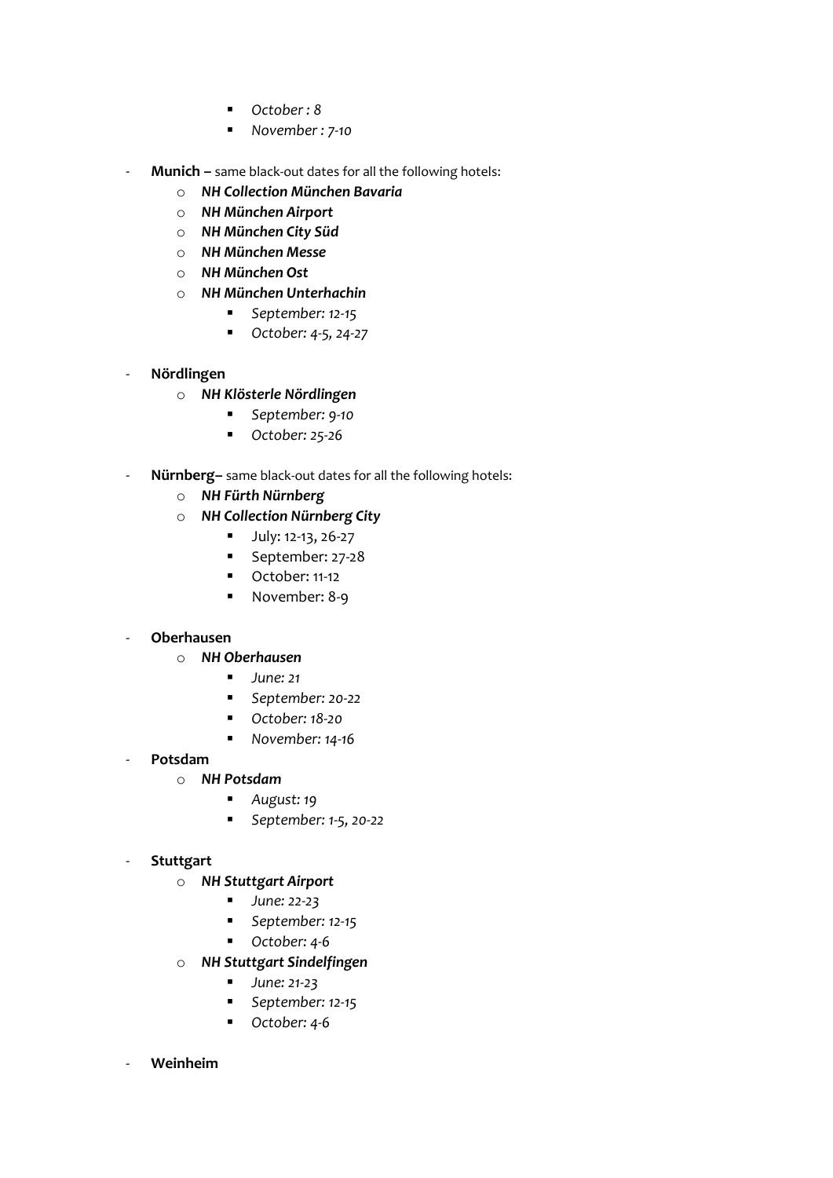- *October : 8*
        - *November : 7-10*

- **Munich –** same black-out dates for all the following hotels:
    - ***NH Collection München Bavaria***
    - ***NH München Airport***
    - ***NH München City Süd***
    - ***NH München Messe***
    - ***NH München Ost***
    - ***NH München Unterhachin***
        - *September: 12-15*
        - *October: 4-5, 24-27*

- **Nördlingen**
    - ***NH Klösterle Nördlingen***
        - *September: 9-10*
        - *October: 25-26*

- **Nürnberg–** same black-out dates for all the following hotels:
    - ***NH Fürth Nürnberg***
    - ***NH Collection Nürnberg City***
        - July: 12-13, 26-27
        - September: 27-28
        - October: 11-12
        - November: 8-9

- **Oberhausen**
    - ***NH Oberhausen***
        - *June: 21*
        - *September: 20-22*
        - *October: 18-20*
        - *November: 14-16*
- **Potsdam**
    - ***NH Potsdam***
        - *August: 19*
        - *September: 1-5, 20-22*

- **Stuttgart**
    - ***NH Stuttgart Airport***
        - *June: 22-23*
        - *September: 12-15*
        - *October: 4-6*
    - ***NH Stuttgart Sindelfingen***
        - *June: 21-23*
        - *September: 12-15*
        - *October: 4-6*

- **Weinheim**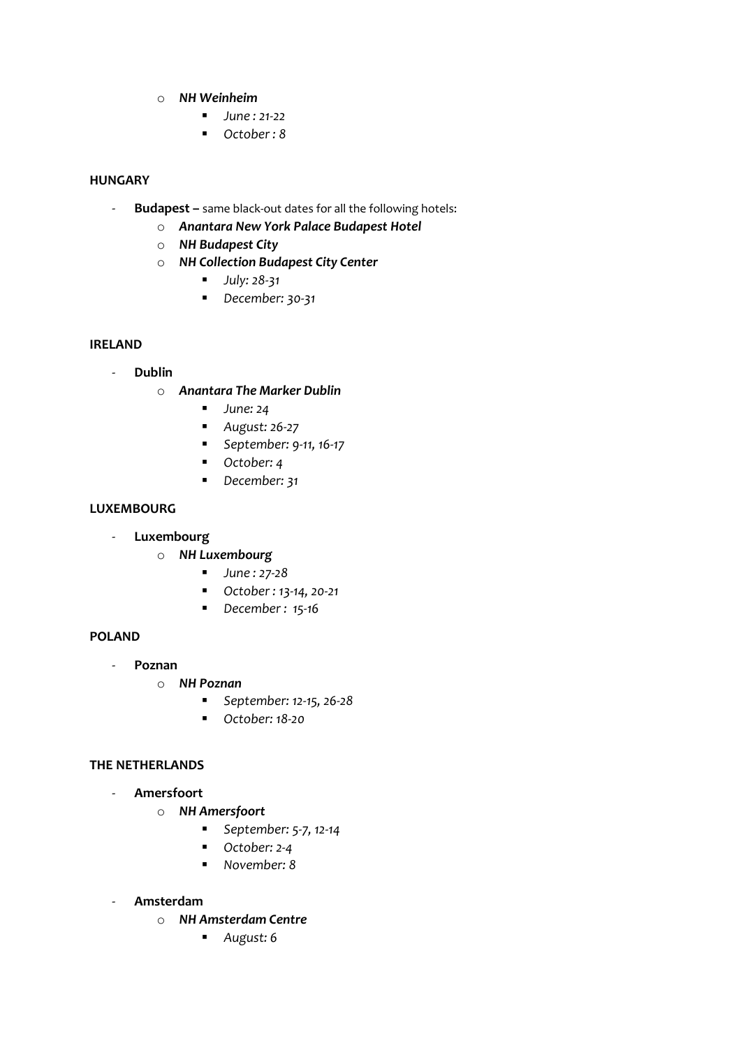- *NH Weinheim*
  - *June : 21-22*
  - *October : 8*

**HUNGARY**

- **Budapest –** same black-out dates for all the following hotels:
  - ***Anantara New York Palace Budapest Hotel***
  - ***NH Budapest City***
  - ***NH Collection Budapest City Center***
    - *July: 28-31*
    - *December: 30-31*

**IRELAND**

- **Dublin**
  - ***Anantara The Marker Dublin***
    - *June: 24*
    - *August: 26-27*
    - *September: 9-11, 16-17*
    - *October: 4*
    - *December: 31*

**LUXEMBOURG**

- **Luxembourg**
  - ***NH Luxembourg***
    - *June : 27-28*
    - *October : 13-14, 20-21*
    - *December : 15-16*

**POLAND**

- **Poznan**
  - ***NH Poznan***
    - *September: 12-15, 26-28*
    - *October: 18-20*

**THE NETHERLANDS**

- **Amersfoort**
  - ***NH Amersfoort***
    - *September: 5-7, 12-14*
    - *October: 2-4*
    - *November: 8*

- **Amsterdam**
  - ***NH Amsterdam Centre***
    - *August: 6*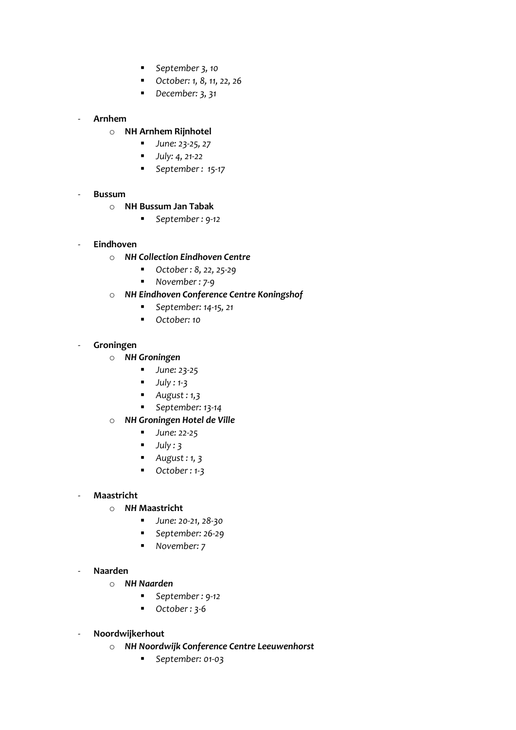- *September 3, 10*
        - *October: 1, 8, 11, 22, 26*
        - *December: 3, 31*

- **Arnhem**
    - **NH Arnhem Rijnhotel**
        - *June: 23-25, 27*
        - *July: 4, 21-22*
        - *September : 15-17*

- **Bussum**
    - **NH Bussum Jan Tabak**
        - *September : 9-12*

- **Eindhoven**
    - ***NH Collection Eindhoven Centre***
        - *October : 8, 22, 25-29*
        - *November : 7-9*
    - ***NH Eindhoven Conference Centre Koningshof***
        - *September: 14-15, 21*
        - *October: 10*

- **Groningen**
    - ***NH Groningen***
        - *June: 23-25*
        - *July : 1-3*
        - *August : 1,3*
        - *September: 13-14*
    - ***NH Groningen Hotel de Ville***
        - *June: 22-25*
        - *July : 3*
        - *August : 1, 3*
        - *October : 1-3*

- **Maastricht**
    - ***NH* Maastricht**
        - *June: 20-21, 28-30*
        - *September: 26-29*
        - *November: 7*

- **Naarden**
    - ***NH Naarden***
        - *September : 9-12*
        - *October : 3-6*

- **Noordwijkerhout**
    - ***NH Noordwijk Conference Centre Leeuwenhorst***
        - *September: 01-03*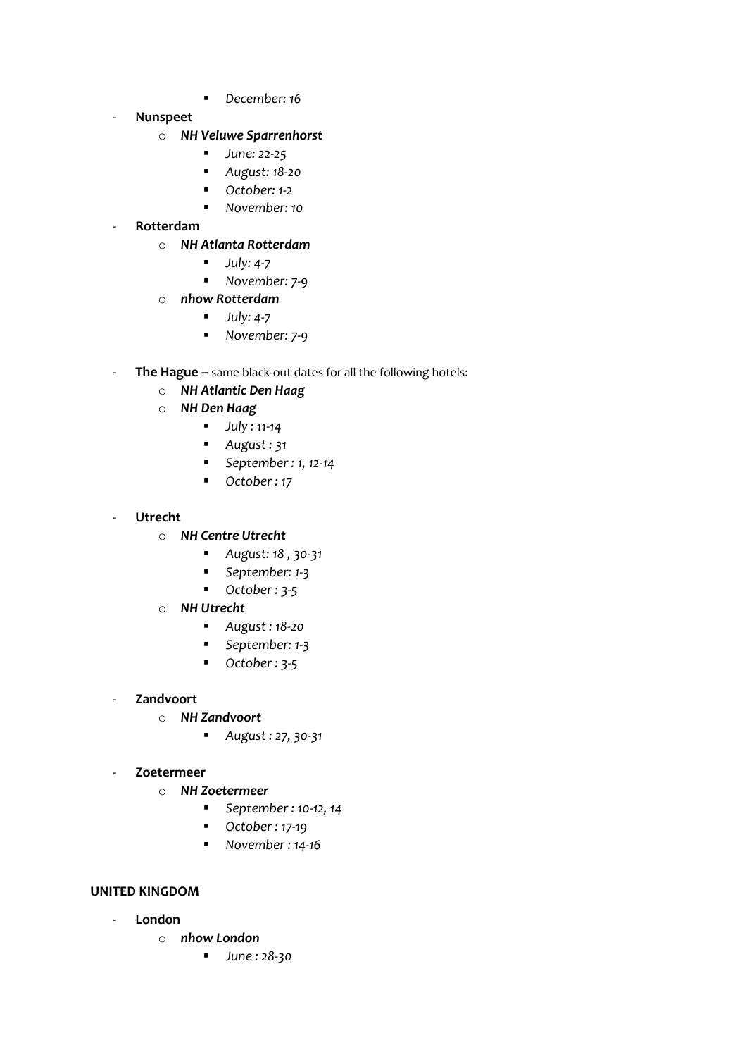- *December: 16*

- **Nunspeet**
    - ***NH Veluwe Sparrenhorst***
        - *June: 22-25*
        - *August: 18-20*
        - *October: 1-2*
        - *November: 10*
- **Rotterdam**
    - ***NH Atlanta Rotterdam***
        - *July: 4-7*
        - *November: 7-9*
    - ***nhow Rotterdam***
        - *July: 4-7*
        - *November: 7-9*

- **The Hague –** same black-out dates for all the following hotels:
    - ***NH Atlantic Den Haag***
    - ***NH Den Haag***
        - *July : 11-14*
        - *August : 31*
        - *September : 1, 12-14*
        - *October : 17*

- **Utrecht**
    - ***NH Centre Utrecht***
        - *August: 18 , 30-31*
        - *September: 1-3*
        - *October : 3-5*
    - ***NH Utrecht***
        - *August : 18-20*
        - *September: 1-3*
        - *October : 3-5*

- **Zandvoort**
    - ***NH Zandvoort***
        - *August : 27, 30-31*

- **Zoetermeer**
    - ***NH Zoetermeer***
        - *September : 10-12, 14*
        - *October : 17-19*
        - *November : 14-16*

**UNITED KINGDOM**

- **London**
    - ***nhow London***
        - *June : 28-30*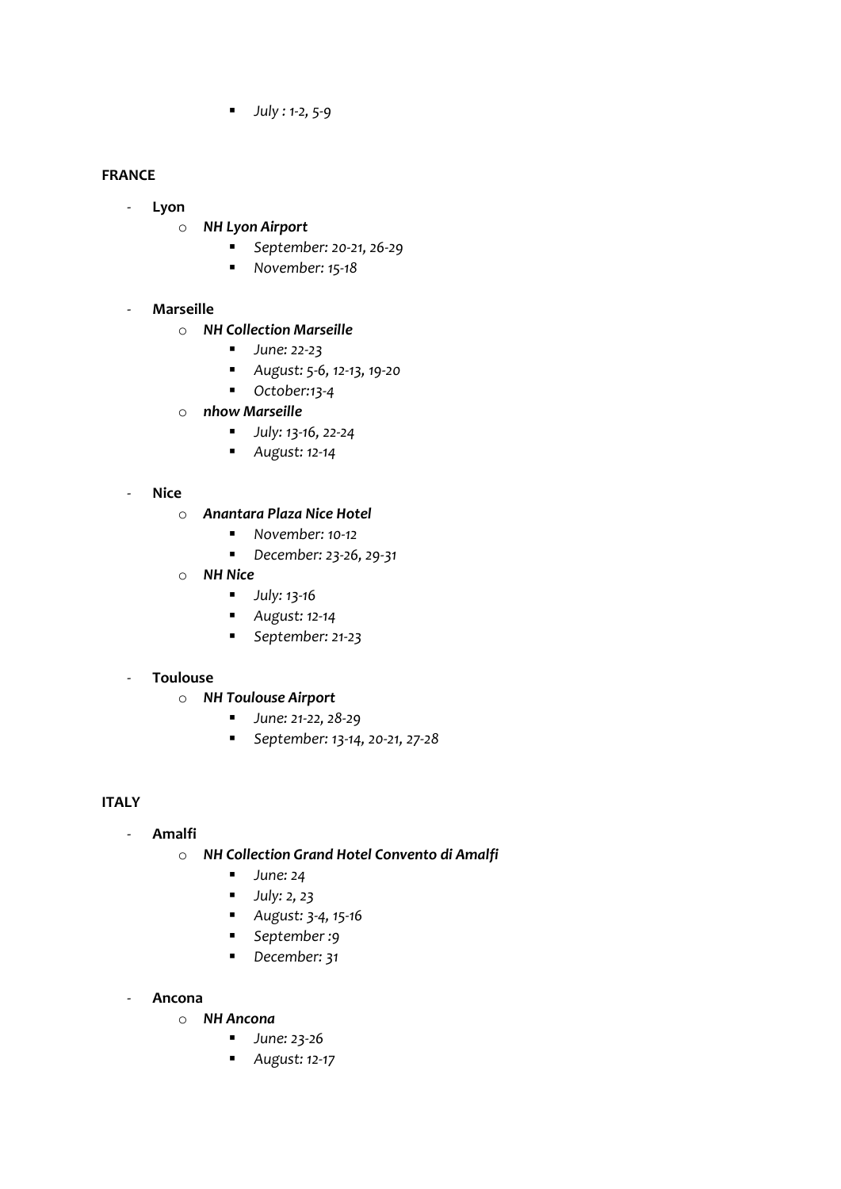- *July : 1-2, 5-9*

**FRANCE**

- **Lyon**
    - ***NH Lyon Airport***
        - *September: 20-21, 26-29*
        - *November: 15-18*

- **Marseille**
    - ***NH Collection Marseille***
        - *June: 22-23*
        - *August: 5-6, 12-13, 19-20*
        - *October:13-4*
    - ***nhow Marseille***
        - *July: 13-16, 22-24*
        - *August: 12-14*

- **Nice**
    - ***Anantara Plaza Nice Hotel***
        - *November: 10-12*
        - *December: 23-26, 29-31*
    - ***NH Nice***
        - *July: 13-16*
        - *August: 12-14*
        - *September: 21-23*

- **Toulouse**
    - ***NH Toulouse Airport***
        - *June: 21-22, 28-29*
        - *September: 13-14, 20-21, 27-28*

**ITALY**

- **Amalfi**
    - ***NH Collection Grand Hotel Convento di Amalfi***
        - *June: 24*
        - *July: 2, 23*
        - *August: 3-4, 15-16*
        - *September :9*
        - *December: 31*

- **Ancona**
    - ***NH Ancona***
        - *June: 23-26*
        - *August: 12-17*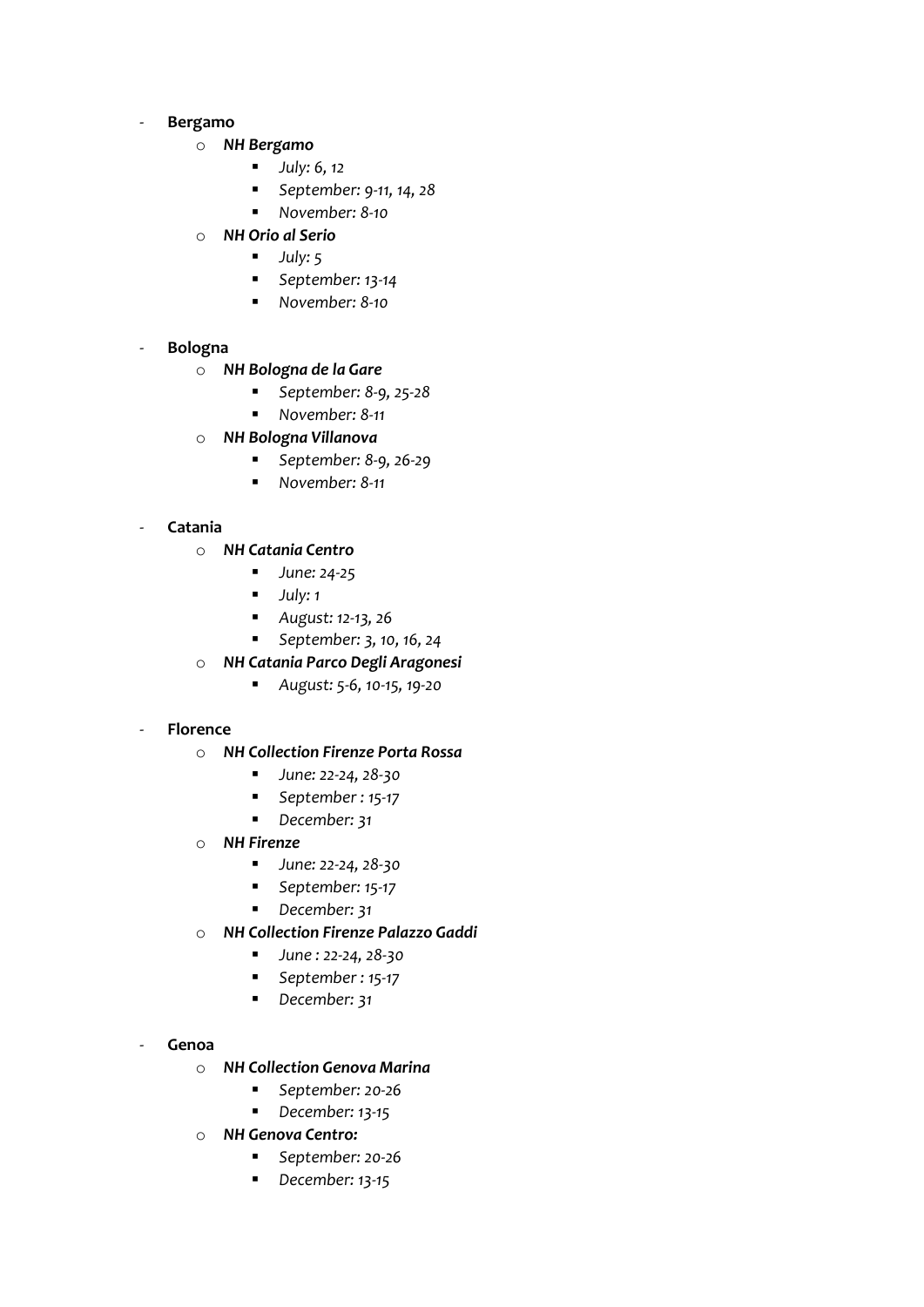- **Bergamo**
  - ***NH Bergamo***
    - *July: 6, 12*
    - *September: 9-11, 14, 28*
    - *November: 8-10*
  - ***NH Orio al Serio***
    - *July: 5*
    - *September: 13-14*
    - *November: 8-10*

- **Bologna**
  - ***NH Bologna de la Gare***
    - *September: 8-9, 25-28*
    - *November: 8-11*
  - ***NH Bologna Villanova***
    - *September: 8-9, 26-29*
    - *November: 8-11*

- **Catania**
  - ***NH Catania Centro***
    - *June: 24-25*
    - *July: 1*
    - *August: 12-13, 26*
    - *September: 3, 10, 16, 24*
  - ***NH Catania Parco Degli Aragonesi***
    - *August: 5-6, 10-15, 19-20*

- **Florence**
  - ***NH Collection Firenze Porta Rossa***
    - *June: 22-24, 28-30*
    - *September : 15-17*
    - *December: 31*
  - ***NH Firenze***
    - *June: 22-24, 28-30*
    - *September: 15-17*
    - *December: 31*
  - ***NH Collection Firenze Palazzo Gaddi***
    - *June : 22-24, 28-30*
    - *September : 15-17*
    - *December: 31*

- **Genoa**
  - ***NH Collection Genova Marina***
    - *September: 20-26*
    - *December: 13-15*
  - ***NH Genova Centro:***
    - *September: 20-26*
    - *December: 13-15*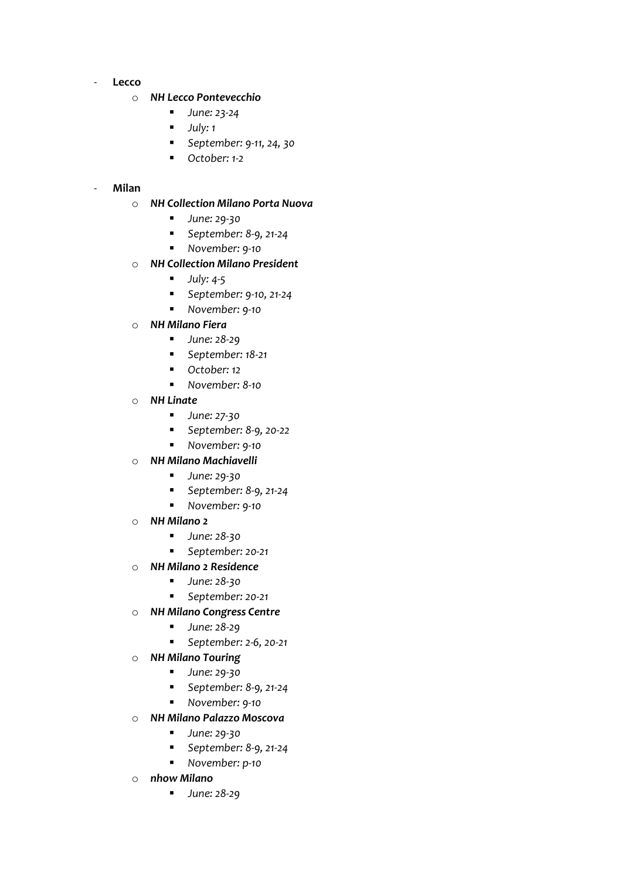- **Lecco**
  - ***NH Lecco Pontevecchio***
    - *June: 23-24*
    - *July: 1*
    - *September: 9-11, 24, 30*
    - *October: 1-2*

- **Milan**
  - ***NH Collection Milano Porta Nuova***
    - *June: 29-30*
    - *September: 8-9, 21-24*
    - *November: 9-10*
  - ***NH Collection Milano President***
    - *July: 4-5*
    - *September: 9-10, 21-24*
    - *November: 9-10*
  - ***NH Milano Fiera***
    - *June: 28-29*
    - *September: 18-21*
    - *October: 12*
    - *November: 8-10*
  - ***NH Linate***
    - *June: 27-30*
    - *September: 8-9, 20-22*
    - *November: 9-10*
  - ***NH Milano Machiavelli***
    - *June: 29-30*
    - *September: 8-9, 21-24*
    - *November: 9-10*
  - ***NH Milano 2***
    - *June: 28-30*
    - *September: 20-21*
  - ***NH Milano 2 Residence***
    - *June: 28-30*
    - *September: 20-21*
  - ***NH Milano Congress Centre***
    - *June: 28-29*
    - *September: 2-6, 20-21*
  - ***NH Milano Touring***
    - *June: 29-30*
    - *September: 8-9, 21-24*
    - *November: 9-10*
  - ***NH Milano Palazzo Moscova***
    - *June: 29-30*
    - *September: 8-9, 21-24*
    - *November: p-10*
  - ***nhow Milano***
    - *June: 28-29*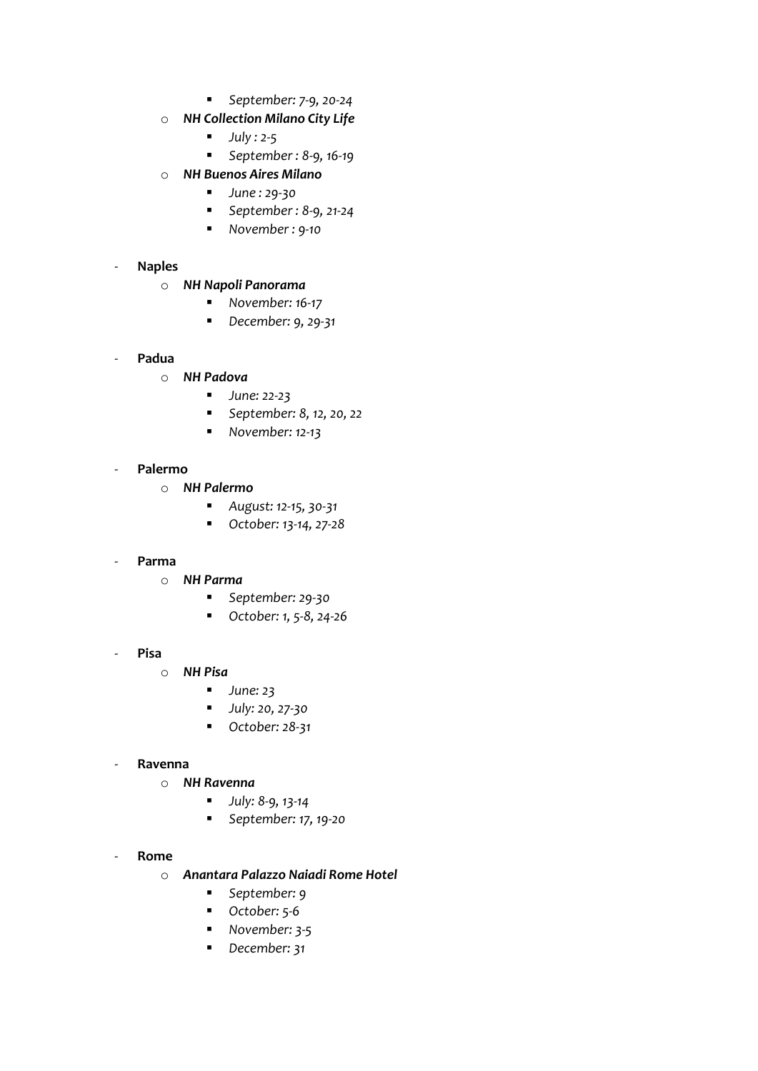- *September: 7-9, 20-24*
    - ***NH Collection Milano City Life***
        - *July : 2-5*
        - *September : 8-9, 16-19*
    - ***NH Buenos Aires Milano***
        - *June : 29-30*
        - *September : 8-9, 21-24*
        - *November : 9-10*

- **Naples**
    - ***NH Napoli Panorama***
        - *November: 16-17*
        - *December: 9, 29-31*

- **Padua**
    - ***NH Padova***
        - *June: 22-23*
        - *September: 8, 12, 20, 22*
        - *November: 12-13*

- **Palermo**
    - ***NH Palermo***
        - *August: 12-15, 30-31*
        - *October: 13-14, 27-28*

- **Parma**
    - ***NH Parma***
        - *September: 29-30*
        - *October: 1, 5-8, 24-26*

- **Pisa**
    - ***NH Pisa***
        - *June: 23*
        - *July: 20, 27-30*
        - *October: 28-31*

- **Ravenna**
    - ***NH Ravenna***
        - *July: 8-9, 13-14*
        - *September: 17, 19-20*

- **Rome**
    - ***Anantara Palazzo Naiadi Rome Hotel***
        - *September: 9*
        - *October: 5-6*
        - *November: 3-5*
        - *December: 31*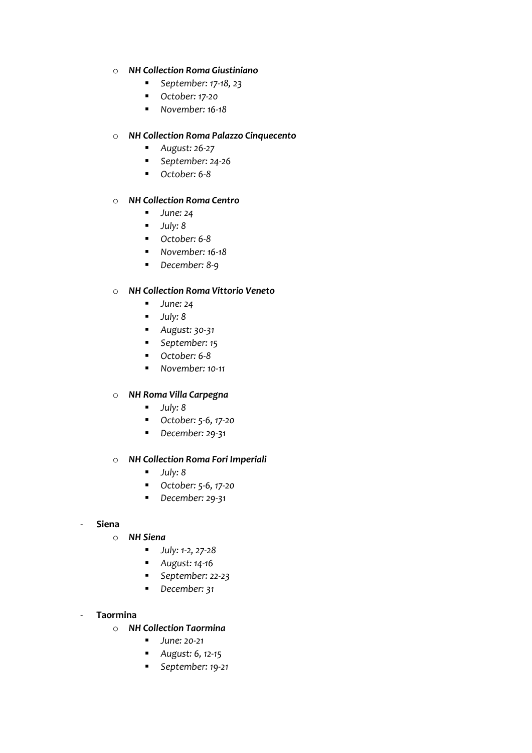- ***NH Collection Roma Giustiniano***
    - *September: 17-18, 23*
    - *October: 17-20*
    - *November: 16-18*

  - ***NH Collection Roma Palazzo Cinquecento***
    - *August: 26-27*
    - *September: 24-26*
    - *October: 6-8*

  - ***NH Collection Roma Centro***
    - *June: 24*
    - *July: 8*
    - *October: 6-8*
    - *November: 16-18*
    - *December: 8-9*

  - ***NH Collection Roma Vittorio Veneto***
    - *June: 24*
    - *July: 8*
    - *August: 30-31*
    - *September: 15*
    - *October: 6-8*
    - *November: 10-11*

  - ***NH Roma Villa Carpegna***
    - *July: 8*
    - *October: 5-6, 17-20*
    - *December: 29-31*

  - ***NH Collection Roma Fori Imperiali***
    - *July: 8*
    - *October: 5-6, 17-20*
    - *December: 29-31*

- **Siena**
  - ***NH Siena***
    - *July: 1-2, 27-28*
    - *August: 14-16*
    - *September: 22-23*
    - *December: 31*

- **Taormina**
  - ***NH Collection Taormina***
    - *June: 20-21*
    - *August: 6, 12-15*
    - *September: 19-21*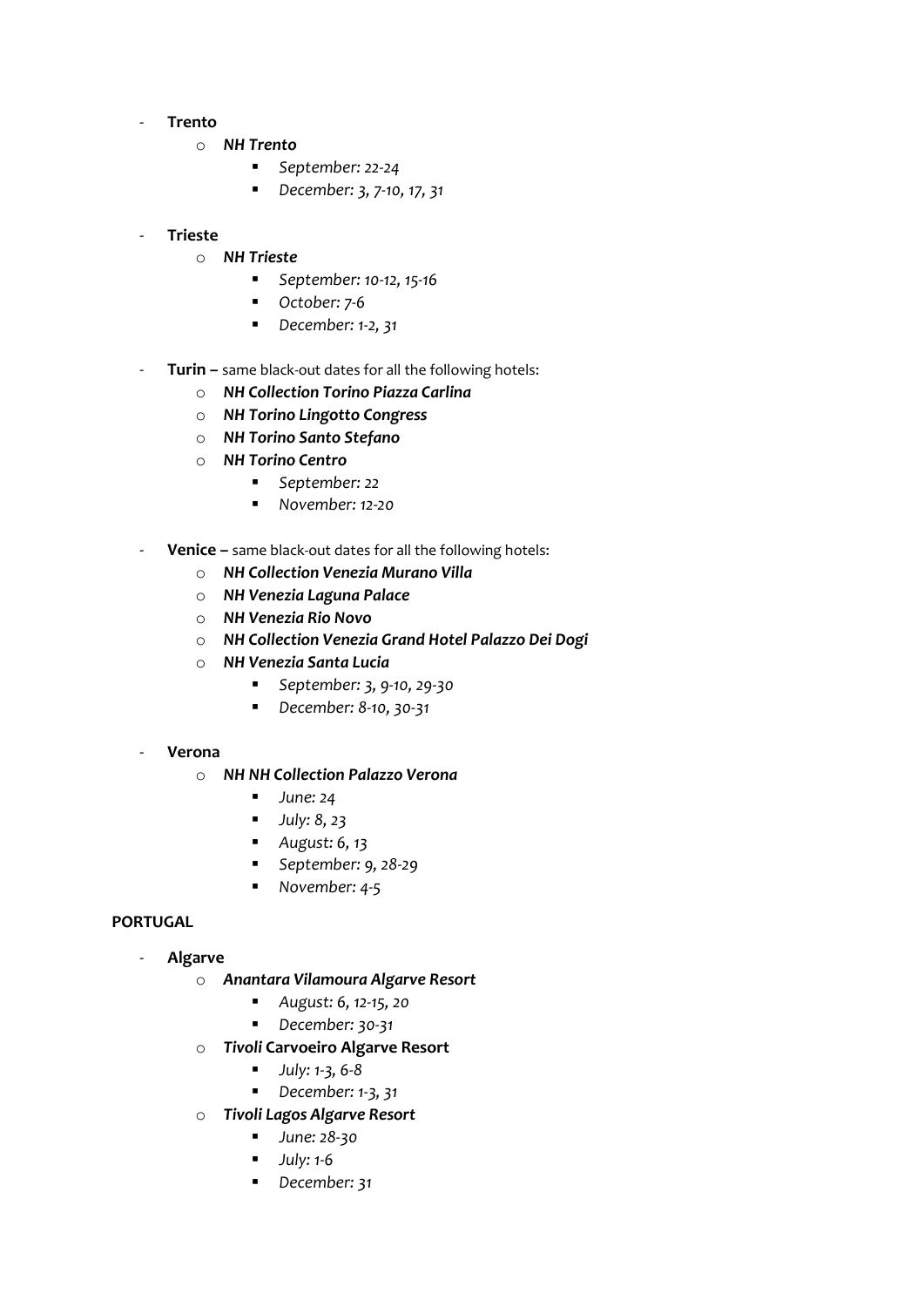- **Trento**
  - ***NH Trento***
    - *September: 22-24*
    - *December: 3, 7-10, 17, 31*

- **Trieste**
  - ***NH Trieste***
    - *September: 10-12, 15-16*
    - *October: 7-6*
    - *December: 1-2, 31*

- **Turin –** same black-out dates for all the following hotels:
  - ***NH Collection Torino Piazza Carlina***
  - ***NH Torino Lingotto Congress***
  - ***NH Torino Santo Stefano***
  - ***NH Torino Centro***
    - *September: 22*
    - *November: 12-20*

- **Venice –** same black-out dates for all the following hotels:
  - ***NH Collection Venezia Murano Villa***
  - ***NH Venezia Laguna Palace***
  - ***NH Venezia Rio Novo***
  - ***NH Collection Venezia Grand Hotel Palazzo Dei Dogi***
  - ***NH Venezia Santa Lucia***
    - *September: 3, 9-10, 29-30*
    - *December: 8-10, 30-31*

- **Verona**
  - ***NH NH Collection Palazzo Verona***
    - *June: 24*
    - *July: 8, 23*
    - *August: 6, 13*
    - *September: 9, 28-29*
    - *November: 4-5*

**PORTUGAL**

- **Algarve**
  - ***Anantara Vilamoura Algarve Resort***
    - *August: 6, 12-15, 20*
    - *December: 30-31*
  - ***Tivoli* Carvoeiro Algarve Resort**
    - *July: 1-3, 6-8*
    - *December: 1-3, 31*
  - ***Tivoli Lagos Algarve Resort***
    - *June: 28-30*
    - *July: 1-6*
    - *December: 31*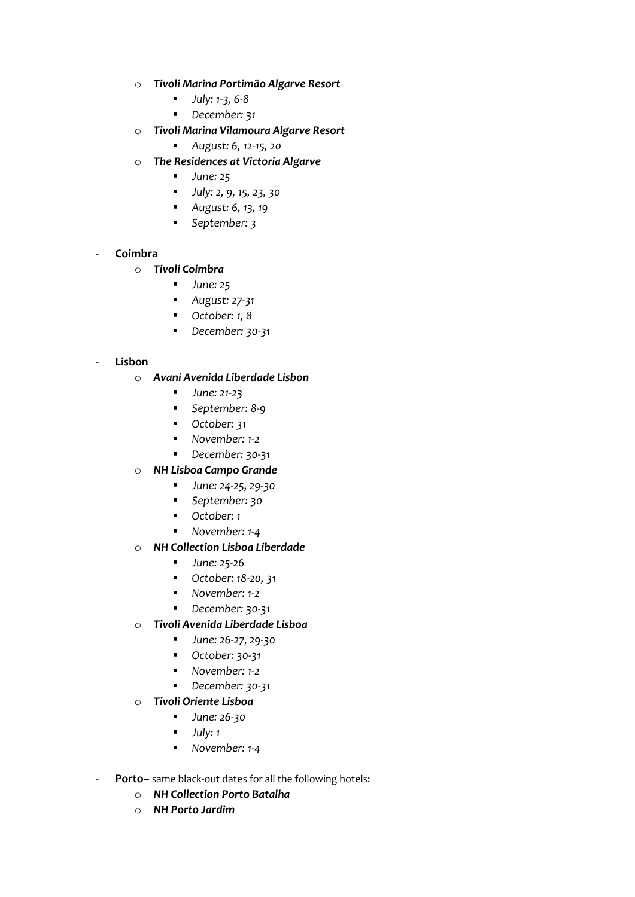- ***Tivoli Marina Portimão Algarve Resort***
  - *July: 1-3, 6-8*
  - *December: 31*
- ***Tivoli Marina Vilamoura Algarve Resort***
  - *August: 6, 12-15, 20*
- ***The Residences at Victoria Algarve***
  - *June: 25*
  - *July: 2, 9, 15, 23, 30*
  - *August: 6, 13, 19*
  - *September: 3*

- **Coimbra**
  - ***Tivoli Coimbra***
    - *June: 25*
    - *August: 27-31*
    - *October: 1, 8*
    - *December: 30-31*

- **Lisbon**
  - ***Avani Avenida Liberdade Lisbon***
    - *June: 21-23*
    - *September: 8-9*
    - *October: 31*
    - *November: 1-2*
    - *December: 30-31*
  - ***NH Lisboa Campo Grande***
    - *June: 24-25, 29-30*
    - *September: 30*
    - *October: 1*
    - *November: 1-4*
  - ***NH Collection Lisboa Liberdade***
    - *June: 25-26*
    - *October: 18-20, 31*
    - *November: 1-2*
    - *December: 30-31*
  - ***Tivoli Avenida Liberdade Lisboa***
    - *June: 26-27, 29-30*
    - *October: 30-31*
    - *November: 1-2*
    - *December: 30-31*
  - ***Tivoli Oriente Lisboa***
    - *June: 26-30*
    - *July: 1*
    - *November: 1-4*

- **Porto–** same black-out dates for all the following hotels:
  - ***NH Collection Porto Batalha***
  - ***NH Porto Jardim***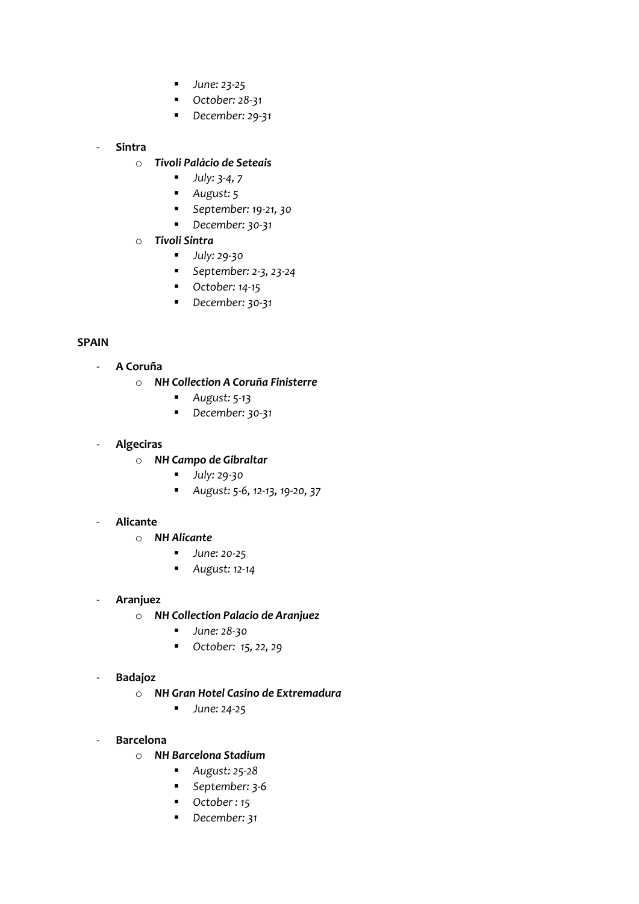- *June: 23-25*
        - *October: 28-31*
        - *December: 29-31*

- **Sintra**
    - ***Tivoli Palácio de Seteais***
        - *July: 3-4, 7*
        - *August: 5*
        - *September: 19-21, 30*
        - *December: 30-31*
    - ***Tivoli Sintra***
        - *July: 29-30*
        - *September: 2-3, 23-24*
        - *October: 14-15*
        - *December: 30-31*

**SPAIN**

- **A Coruña**
    - ***NH Collection A Coruña Finisterre***
        - *August: 5-13*
        - *December: 30-31*

- **Algeciras**
    - ***NH Campo de Gibraltar***
        - *July: 29-30*
        - *August: 5-6, 12-13, 19-20, 37*

- **Alicante**
    - ***NH Alicante***
        - *June: 20-25*
        - *August: 12-14*

- **Aranjuez**
    - ***NH Collection Palacio de Aranjuez***
        - *June: 28-30*
        - *October: 15, 22, 29*

- **Badajoz**
    - ***NH Gran Hotel Casino de Extremadura***
        - *June: 24-25*

- **Barcelona**
    - ***NH Barcelona Stadium***
        - *August: 25-28*
        - *September: 3-6*
        - *October : 15*
        - *December: 31*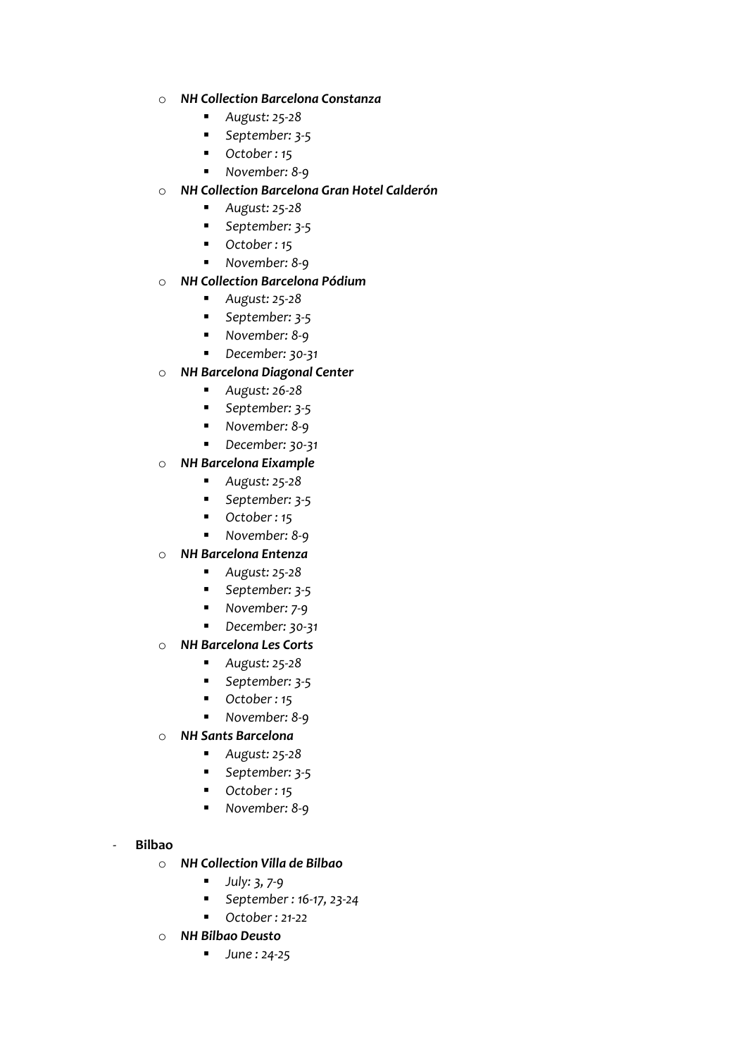- ***NH Collection Barcelona Constanza***
  - *August: 25-28*
  - *September: 3-5*
  - *October : 15*
  - *November: 8-9*
- ***NH Collection Barcelona Gran Hotel Calderón***
  - *August: 25-28*
  - *September: 3-5*
  - *October : 15*
  - *November: 8-9*
- ***NH Collection Barcelona Pódium***
  - *August: 25-28*
  - *September: 3-5*
  - *November: 8-9*
  - *December: 30-31*
- ***NH Barcelona Diagonal Center***
  - *August: 26-28*
  - *September: 3-5*
  - *November: 8-9*
  - *December: 30-31*
- ***NH Barcelona Eixample***
  - *August: 25-28*
  - *September: 3-5*
  - *October : 15*
  - *November: 8-9*
- ***NH Barcelona Entenza***
  - *August: 25-28*
  - *September: 3-5*
  - *November: 7-9*
  - *December: 30-31*
- ***NH Barcelona Les Corts***
  - *August: 25-28*
  - *September: 3-5*
  - *October : 15*
  - *November: 8-9*
- ***NH Sants Barcelona***
  - *August: 25-28*
  - *September: 3-5*
  - *October : 15*
  - *November: 8-9*

- **Bilbao**
  - ***NH Collection Villa de Bilbao***
    - *July: 3, 7-9*
    - *September : 16-17, 23-24*
    - *October : 21-22*
  - ***NH Bilbao Deusto***
    - *June : 24-25*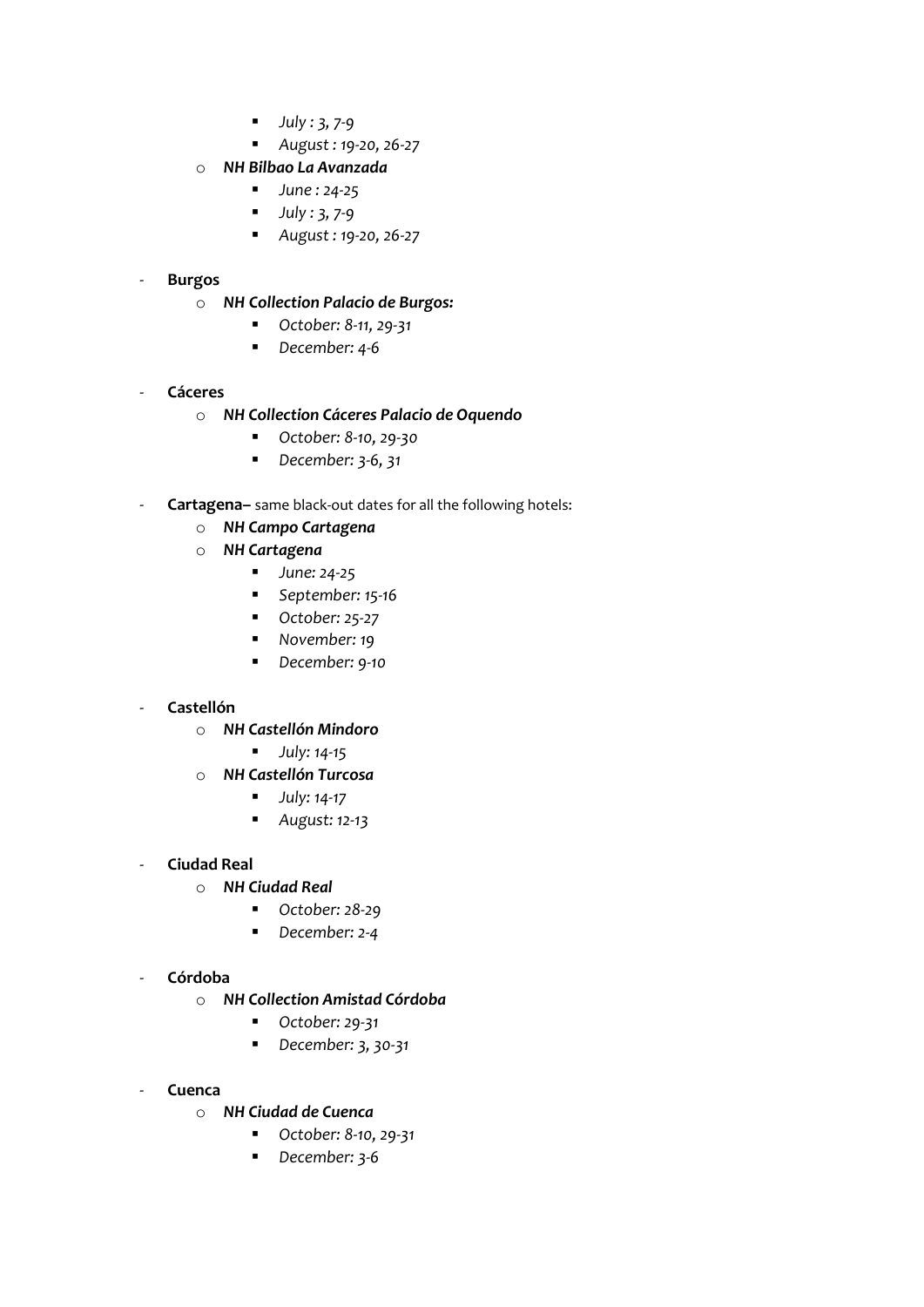- *July : 3, 7-9*
        - *August : 19-20, 26-27*
    - ***NH Bilbao La Avanzada***
        - *June : 24-25*
        - *July : 3, 7-9*
        - *August : 19-20, 26-27*

- **Burgos**
    - ***NH Collection Palacio de Burgos:***
        - *October: 8-11, 29-31*
        - *December: 4-6*

- **Cáceres**
    - ***NH Collection Cáceres Palacio de Oquendo***
        - *October: 8-10, 29-30*
        - *December: 3-6, 31*

- **Cartagena–** same black-out dates for all the following hotels:
    - ***NH Campo Cartagena***
    - ***NH Cartagena***
        - *June: 24-25*
        - *September: 15-16*
        - *October: 25-27*
        - *November: 19*
        - *December: 9-10*

- **Castellón**
    - ***NH Castellón Mindoro***
        - *July: 14-15*
    - ***NH Castellón Turcosa***
        - *July: 14-17*
        - *August: 12-13*

- **Ciudad Real**
    - ***NH Ciudad Real***
        - *October: 28-29*
        - *December: 2-4*

- **Córdoba**
    - ***NH Collection Amistad Córdoba***
        - *October: 29-31*
        - *December: 3, 30-31*

- **Cuenca**
    - ***NH Ciudad de Cuenca***
        - *October: 8-10, 29-31*
        - *December: 3-6*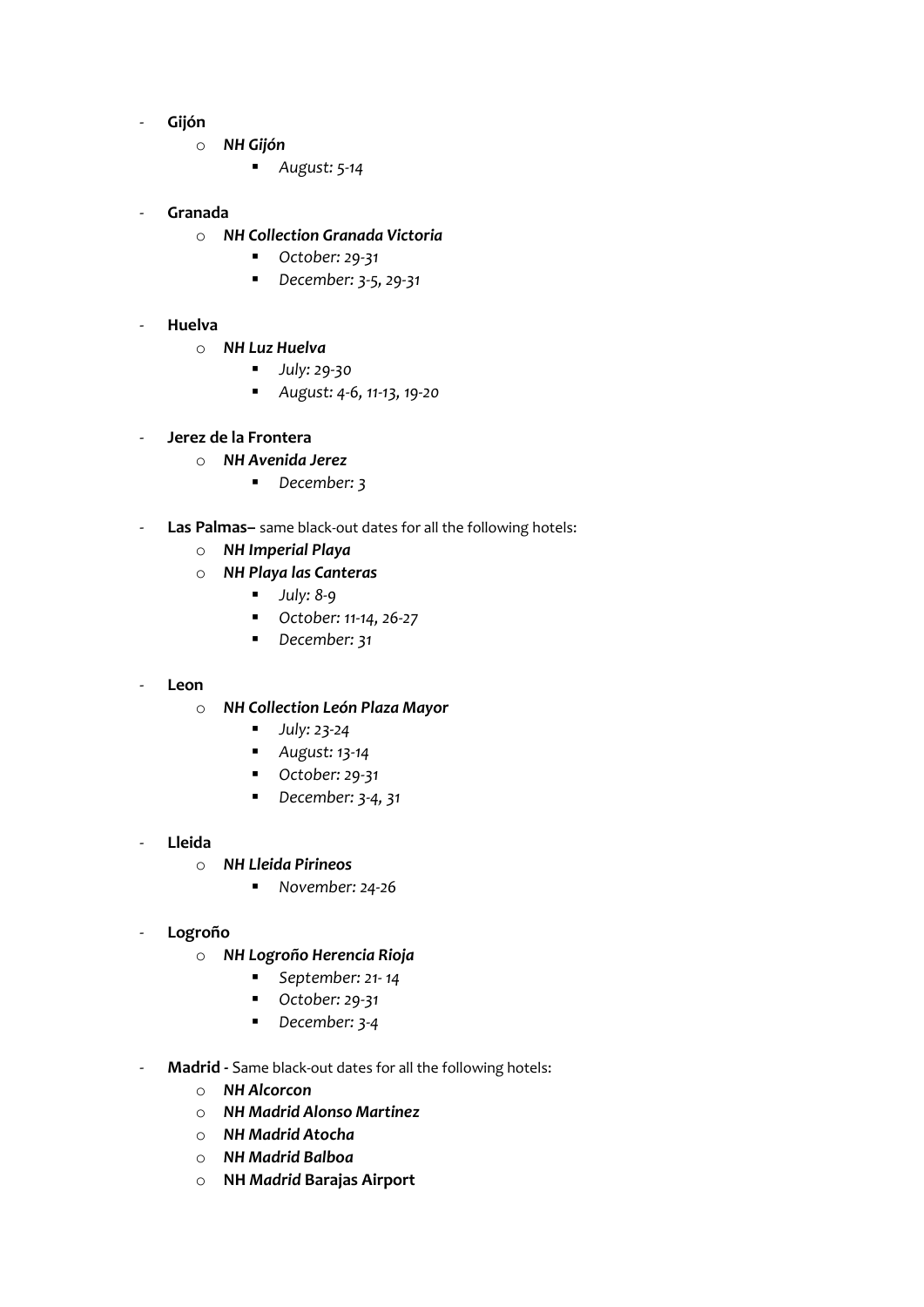- **Gijón**
    - ***NH Gijón***
        - *August: 5-14*

- **Granada**
    - ***NH Collection Granada Victoria***
        - *October: 29-31*
        - *December: 3-5, 29-31*

- **Huelva**
    - ***NH Luz Huelva***
        - *July: 29-30*
        - *August: 4-6, 11-13, 19-20*

- **Jerez de la Frontera**
    - ***NH Avenida Jerez***
        - *December: 3*

- **Las Palmas–** same black-out dates for all the following hotels:
    - ***NH Imperial Playa***
    - ***NH Playa las Canteras***
        - *July: 8-9*
        - *October: 11-14, 26-27*
        - *December: 31*

- **Leon**
    - ***NH Collection León Plaza Mayor***
        - *July: 23-24*
        - *August: 13-14*
        - *October: 29-31*
        - *December: 3-4, 31*

- **Lleida**
    - ***NH Lleida Pirineos***
        - *November: 24-26*

- **Logroño**
    - ***NH Logroño Herencia Rioja***
        - *September: 21- 14*
        - *October: 29-31*
        - *December: 3-4*

- **Madrid -** Same black-out dates for all the following hotels:
    - ***NH Alcorcon***
    - ***NH Madrid Alonso Martinez***
    - ***NH Madrid Atocha***
    - ***NH Madrid Balboa***
    - **NH *Madrid* Barajas Airport**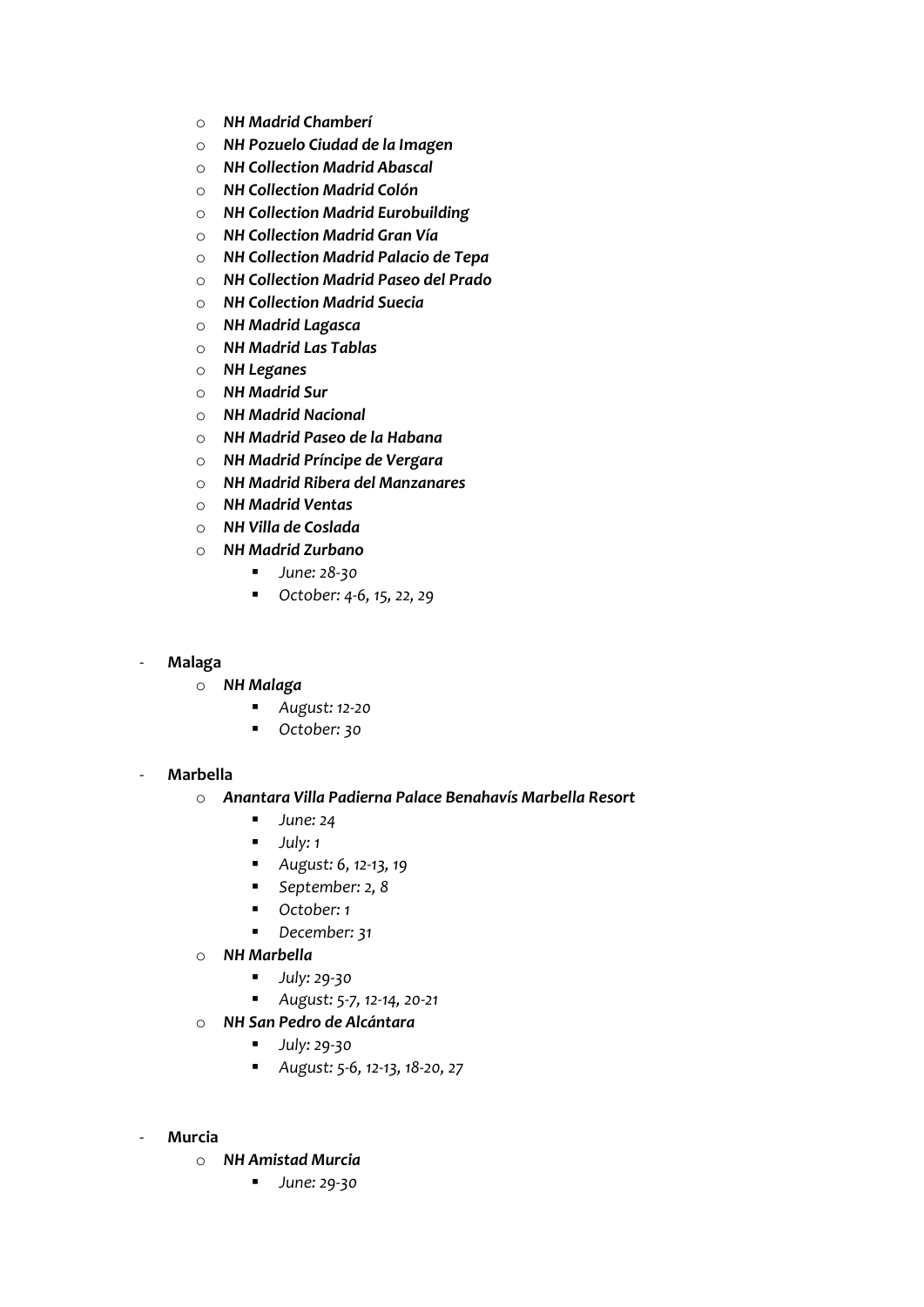- ***NH Madrid Chamberí***
  - ***NH Pozuelo Ciudad de la Imagen***
  - ***NH Collection Madrid Abascal***
  - ***NH Collection Madrid Colón***
  - ***NH Collection Madrid Eurobuilding***
  - ***NH Collection Madrid Gran Vía***
  - ***NH Collection Madrid Palacio de Tepa***
  - ***NH Collection Madrid Paseo del Prado***
  - ***NH Collection Madrid Suecia***
  - ***NH Madrid Lagasca***
  - ***NH Madrid Las Tablas***
  - ***NH Leganes***
  - ***NH Madrid Sur***
  - ***NH Madrid Nacional***
  - ***NH Madrid Paseo de la Habana***
  - ***NH Madrid Príncipe de Vergara***
  - ***NH Madrid Ribera del Manzanares***
  - ***NH Madrid Ventas***
  - ***NH Villa de Coslada***
  - ***NH Madrid Zurbano***
    - *June: 28-30*
    - *October: 4-6, 15, 22, 29*

- **Malaga**
  - ***NH Malaga***
    - *August: 12-20*
    - *October: 30*

- **Marbella**
  - ***Anantara Villa Padierna Palace Benahavís Marbella Resort***
    - *June: 24*
    - *July: 1*
    - *August: 6, 12-13, 19*
    - *September: 2, 8*
    - *October: 1*
    - *December: 31*
  - ***NH Marbella***
    - *July: 29-30*
    - *August: 5-7, 12-14, 20-21*
  - ***NH San Pedro de Alcántara***
    - *July: 29-30*
    - *August: 5-6, 12-13, 18-20, 27*

- **Murcia**
  - ***NH Amistad Murcia***
    - *June: 29-30*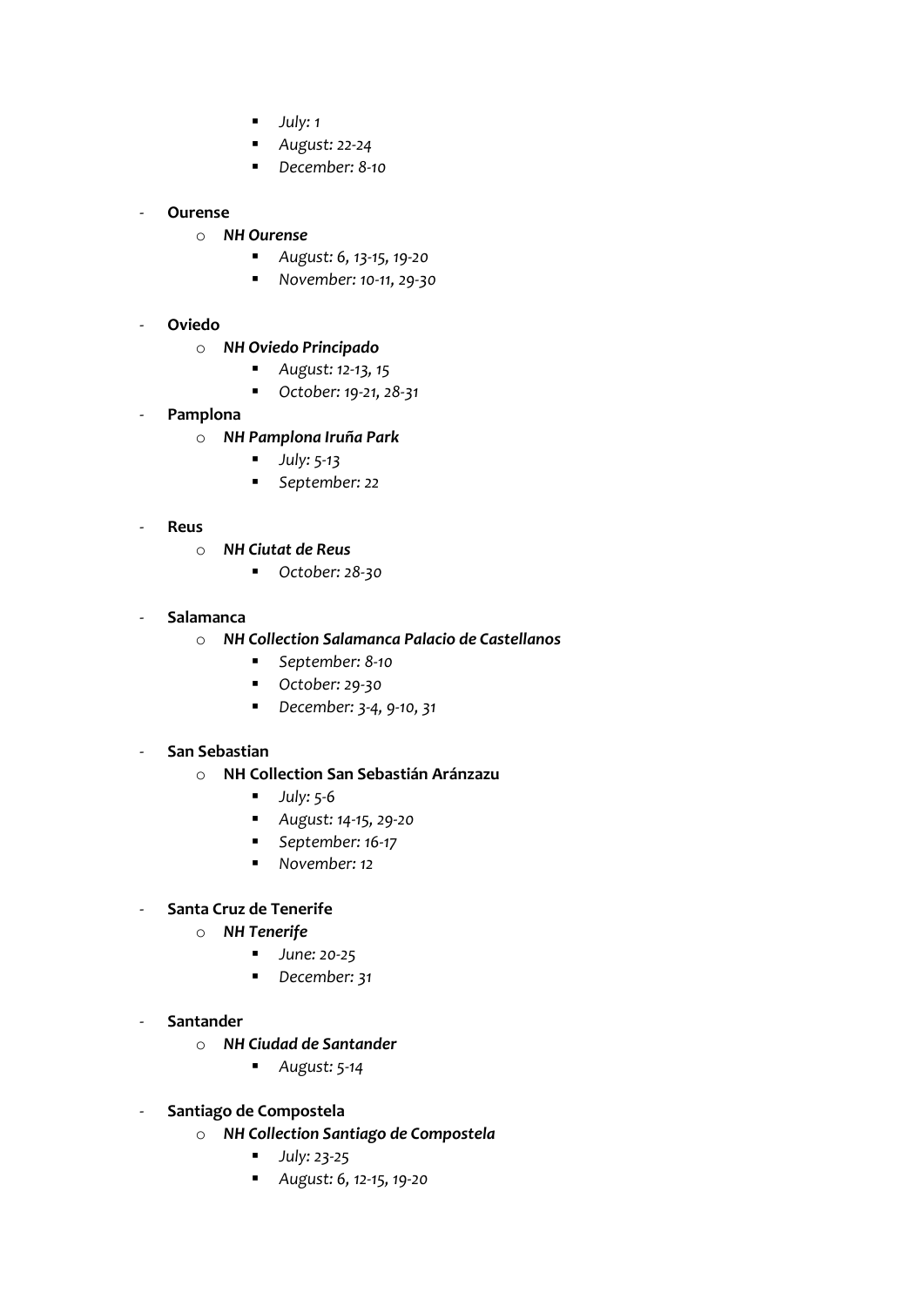- *July: 1*
        - *August: 22-24*
        - *December: 8-10*

- **Ourense**
    - ***NH Ourense***
        - *August: 6, 13-15, 19-20*
        - *November: 10-11, 29-30*

- **Oviedo**
    - ***NH Oviedo Principado***
        - *August: 12-13, 15*
        - *October: 19-21, 28-31*
- **Pamplona**
    - ***NH Pamplona Iruña Park***
        - *July: 5-13*
        - *September: 22*

- **Reus**
    - ***NH Ciutat de Reus***
        - *October: 28-30*

- **Salamanca**
    - ***NH Collection Salamanca Palacio de Castellanos***
        - *September: 8-10*
        - *October: 29-30*
        - *December: 3-4, 9-10, 31*

- **San Sebastian**
    - **NH Collection San Sebastián Aránzazu**
        - *July: 5-6*
        - *August: 14-15, 29-20*
        - *September: 16-17*
        - *November: 12*

- **Santa Cruz de Tenerife**
    - ***NH Tenerife***
        - *June: 20-25*
        - *December: 31*

- **Santander**
    - ***NH Ciudad de Santander***
        - *August: 5-14*

- **Santiago de Compostela**
    - ***NH Collection Santiago de Compostela***
        - *July: 23-25*
        - *August: 6, 12-15, 19-20*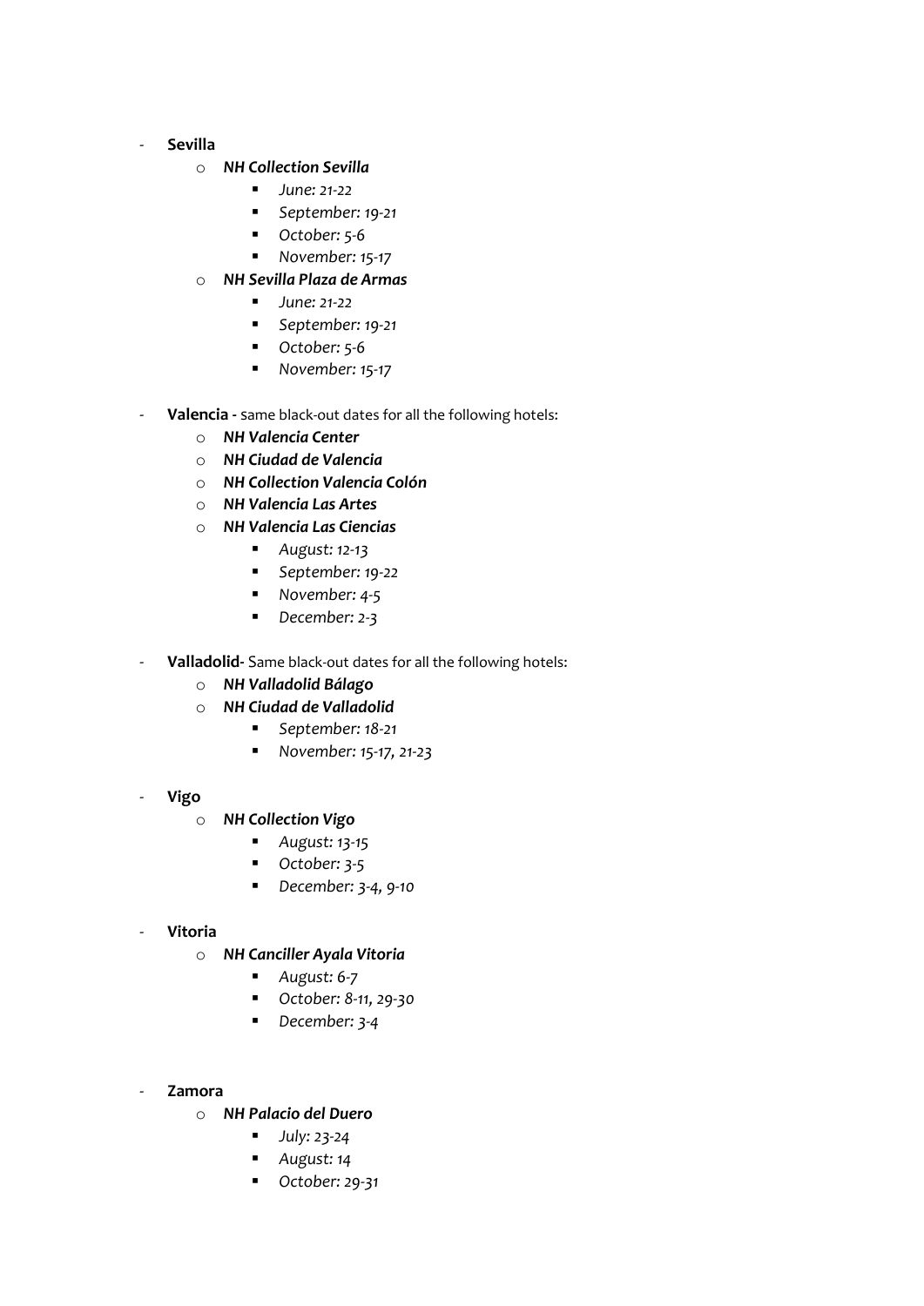- **Sevilla**
    - ***NH Collection Sevilla***
        - *June: 21-22*
        - *September: 19-21*
        - *October: 5-6*
        - *November: 15-17*
    - ***NH Sevilla Plaza de Armas***
        - *June: 21-22*
        - *September: 19-21*
        - *October: 5-6*
        - *November: 15-17*

- **Valencia -** same black-out dates for all the following hotels:
    - ***NH Valencia Center***
    - ***NH Ciudad de Valencia***
    - ***NH Collection Valencia Colón***
    - ***NH Valencia Las Artes***
    - ***NH Valencia Las Ciencias***
        - *August: 12-13*
        - *September: 19-22*
        - *November: 4-5*
        - *December: 2-3*

- **Valladolid-** Same black-out dates for all the following hotels:
    - ***NH Valladolid Bálago***
    - ***NH Ciudad de Valladolid***
        - *September: 18-21*
        - *November: 15-17, 21-23*

- **Vigo**
    - ***NH Collection Vigo***
        - *August: 13-15*
        - *October: 3-5*
        - *December: 3-4, 9-10*

- **Vitoria**
    - ***NH Canciller Ayala Vitoria***
        - *August: 6-7*
        - *October: 8-11, 29-30*
        - *December: 3-4*

- **Zamora**
    - ***NH Palacio del Duero***
        - *July: 23-24*
        - *August: 14*
        - *October: 29-31*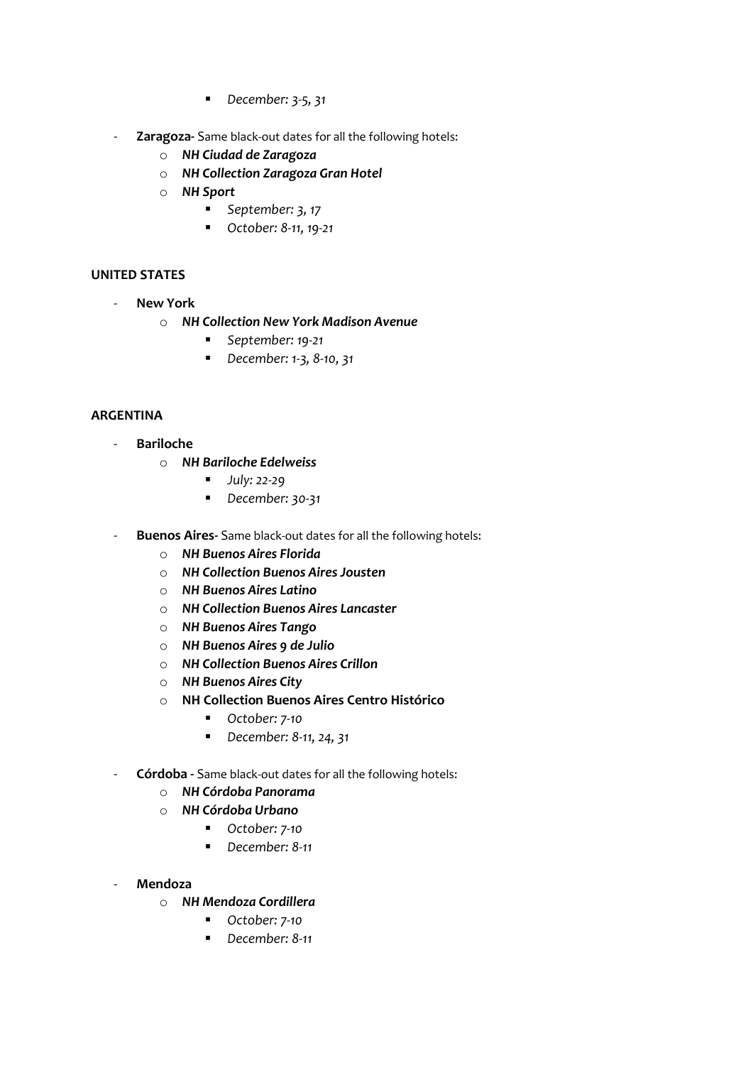- *December: 3-5, 31*

- **Zaragoza-** Same black-out dates for all the following hotels:
    - ***NH Ciudad de Zaragoza***
    - ***NH Collection Zaragoza Gran Hotel***
    - ***NH Sport***
        - *September: 3, 17*
        - *October: 8-11, 19-21*

**UNITED STATES**

- **New York**
    - ***NH Collection New York Madison Avenue***
        - *September: 19-21*
        - *December: 1-3, 8-10, 31*

**ARGENTINA**

- **Bariloche**
    - ***NH Bariloche Edelweiss***
        - *July: 22-29*
        - *December: 30-31*

- **Buenos Aires-** Same black-out dates for all the following hotels:
    - ***NH Buenos Aires Florida***
    - ***NH Collection Buenos Aires Jousten***
    - ***NH Buenos Aires Latino***
    - ***NH Collection Buenos Aires Lancaster***
    - ***NH Buenos Aires Tango***
    - ***NH Buenos Aires 9 de Julio***
    - ***NH Collection Buenos Aires Crillon***
    - ***NH Buenos Aires City***
    - **NH Collection Buenos Aires Centro Histórico**
        - *October: 7-10*
        - *December: 8-11, 24, 31*

- **Córdoba -** Same black-out dates for all the following hotels:
    - ***NH Córdoba Panorama***
    - ***NH Córdoba Urbano***
        - *October: 7-10*
        - *December: 8-11*

- **Mendoza**
    - ***NH Mendoza Cordillera***
        - *October: 7-10*
        - *December: 8-11*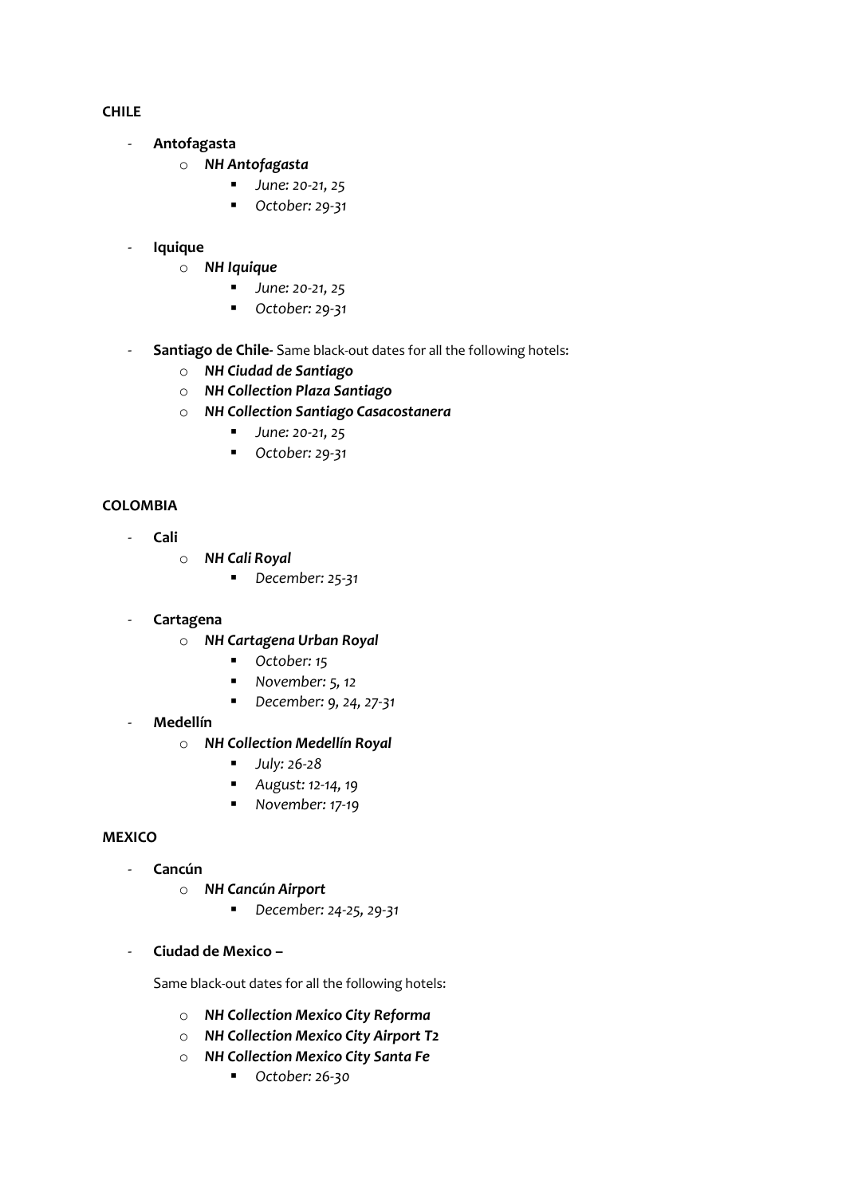**CHILE**

- **Antofagasta**
  - ***NH Antofagasta***
    - *June: 20-21, 25*
    - *October: 29-31*

- **Iquique**
  - ***NH Iquique***
    - *June: 20-21, 25*
    - *October: 29-31*

- **Santiago de Chile-** Same black-out dates for all the following hotels:
  - ***NH Ciudad de Santiago***
  - ***NH Collection Plaza Santiago***
  - ***NH Collection Santiago Casacostanera***
    - *June: 20-21, 25*
    - *October: 29-31*

**COLOMBIA**

- **Cali**
  - ***NH Cali Royal***
    - *December: 25-31*

- **Cartagena**
  - ***NH Cartagena Urban Royal***
    - *October: 15*
    - *November: 5, 12*
    - *December: 9, 24, 27-31*
- **Medellín**
  - ***NH Collection Medellín Royal***
    - *July: 26-28*
    - *August: 12-14, 19*
    - *November: 17-19*

**MEXICO**

- **Cancún**
  - ***NH Cancún Airport***
    - *December: 24-25, 29-31*

- **Ciudad de Mexico –**

  Same black-out dates for all the following hotels:

  - ***NH Collection Mexico City Reforma***
  - ***NH Collection Mexico City Airport T2***
  - ***NH Collection Mexico City Santa Fe***
    - *October: 26-30*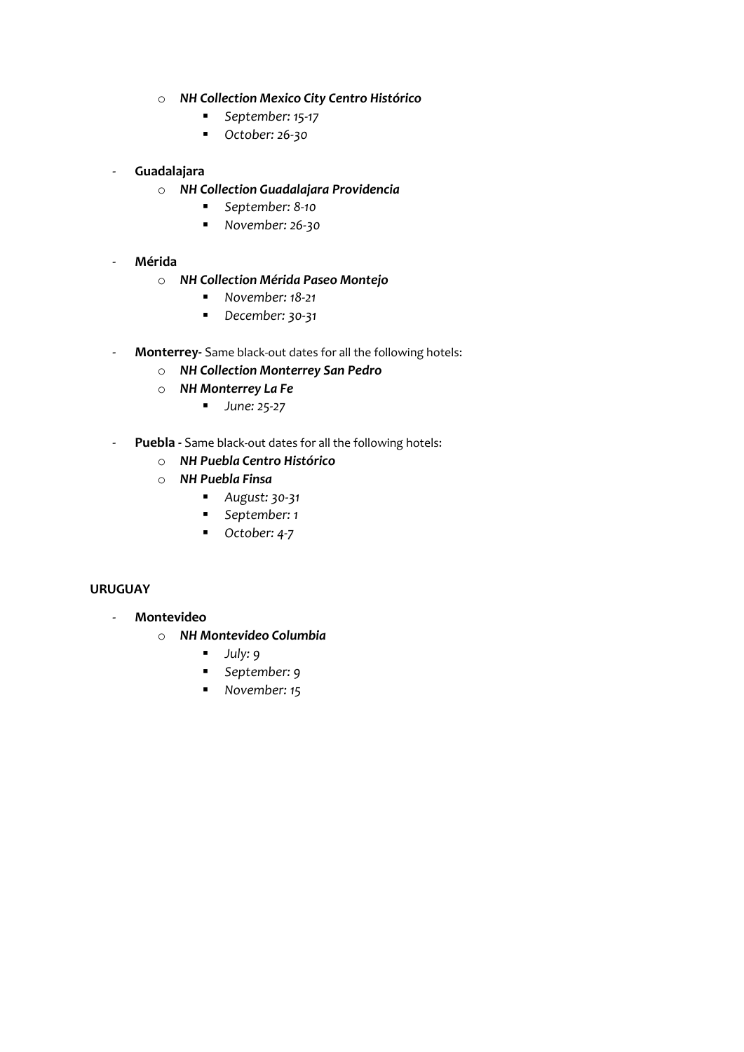- ***NH Collection Mexico City Centro Histórico***
    - *September: 15-17*
    - *October: 26-30*

- **Guadalajara**
  - ***NH Collection Guadalajara Providencia***
    - *September: 8-10*
    - *November: 26-30*

- **Mérida**
  - ***NH Collection Mérida Paseo Montejo***
    - *November: 18-21*
    - *December: 30-31*

- **Monterrey**- Same black-out dates for all the following hotels:
  - ***NH Collection Monterrey San Pedro***
  - ***NH Monterrey La Fe***
    - *June: 25-27*

- **Puebla** - Same black-out dates for all the following hotels:
  - ***NH Puebla Centro Histórico***
  - ***NH Puebla Finsa***
    - *August: 30-31*
    - *September: 1*
    - *October: 4-7*

**URUGUAY**

- **Montevideo**
  - ***NH Montevideo Columbia***
    - *July: 9*
    - *September: 9*
    - *November: 15*